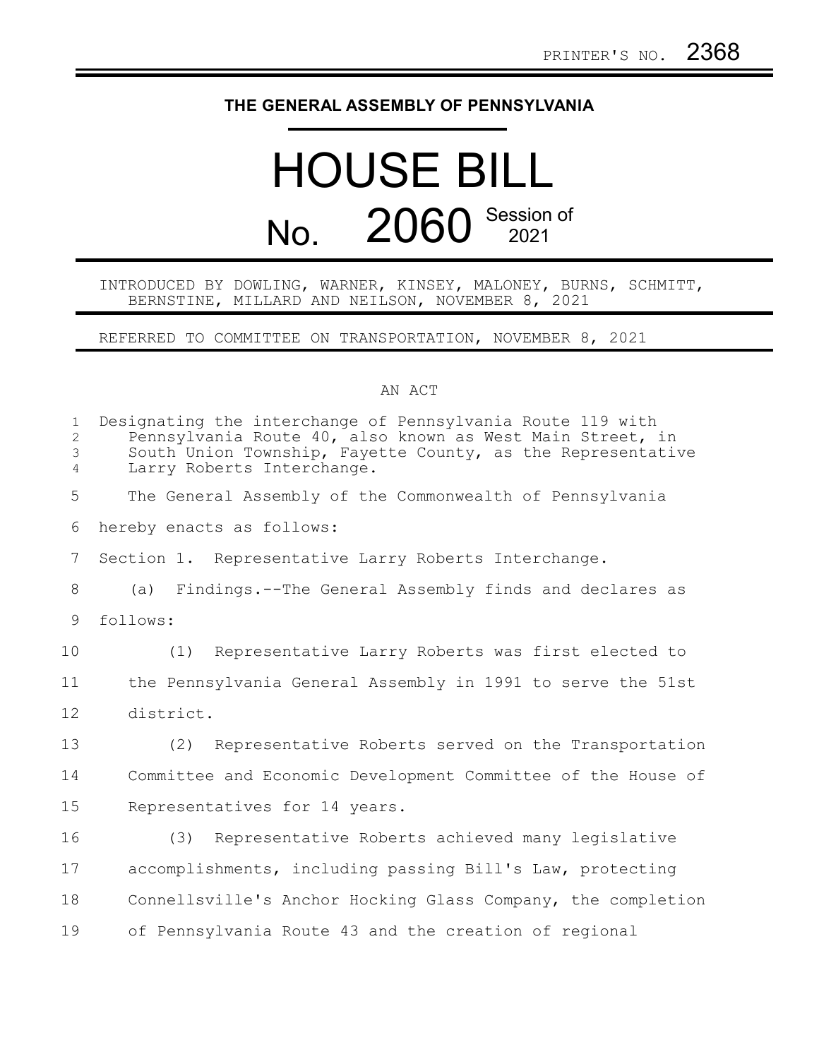PRINTER'S NO. 2368

# THE GENERAL ASSEMBLY OF PENNSYLVANIA

# HOUSE BILL

## No. 2060 Session of 2021

INTRODUCED BY DOWLING, WARNER, KINSEY, MALONEY, BURNS, SCHMITT, BERNSTINE, MILLARD AND NEILSON, NOVEMBER 8, 2021

REFERRED TO COMMITTEE ON TRANSPORTATION, NOVEMBER 8, 2021

AN ACT

Designating the interchange of Pennsylvania Route 119 with Pennsylvania Route 40, also known as West Main Street, in South Union Township, Fayette County, as the Representative Larry Roberts Interchange.

The General Assembly of the Commonwealth of Pennsylvania hereby enacts as follows:

Section 1. Representative Larry Roberts Interchange.

(a) Findings.--The General Assembly finds and declares as follows:

(1) Representative Larry Roberts was first elected to the Pennsylvania General Assembly in 1991 to serve the 51st district.

(2) Representative Roberts served on the Transportation Committee and Economic Development Committee of the House of Representatives for 14 years.

(3) Representative Roberts achieved many legislative accomplishments, including passing Bill's Law, protecting Connellsville's Anchor Hocking Glass Company, the completion of Pennsylvania Route 43 and the creation of regional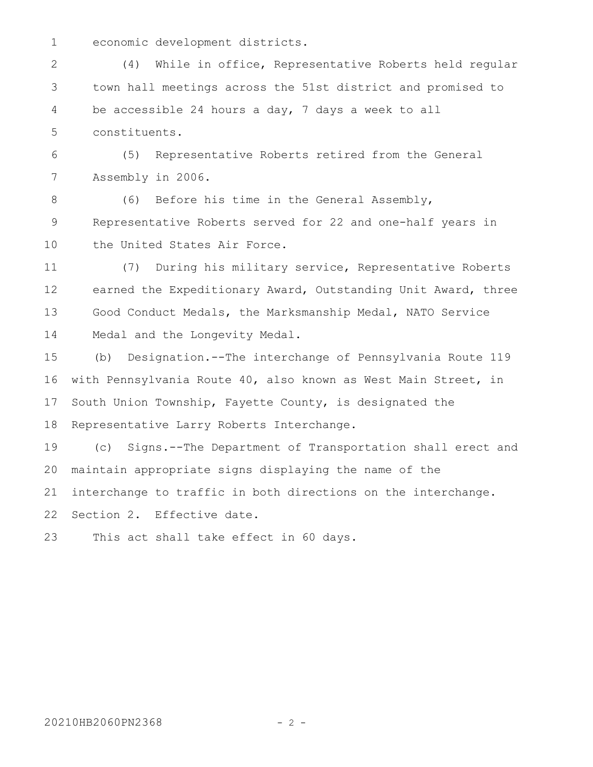economic development districts.

(4) While in office, Representative Roberts held regular town hall meetings across the 51st district and promised to be accessible 24 hours a day, 7 days a week to all constituents.

(5) Representative Roberts retired from the General Assembly in 2006.

(6) Before his time in the General Assembly, Representative Roberts served for 22 and one-half years in the United States Air Force.

(7) During his military service, Representative Roberts earned the Expeditionary Award, Outstanding Unit Award, three Good Conduct Medals, the Marksmanship Medal, NATO Service Medal and the Longevity Medal.

(b) Designation.--The interchange of Pennsylvania Route 119 with Pennsylvania Route 40, also known as West Main Street, in South Union Township, Fayette County, is designated the Representative Larry Roberts Interchange.

(c) Signs.--The Department of Transportation shall erect and maintain appropriate signs displaying the name of the interchange to traffic in both directions on the interchange.

Section 2. Effective date.

This act shall take effect in 60 days.